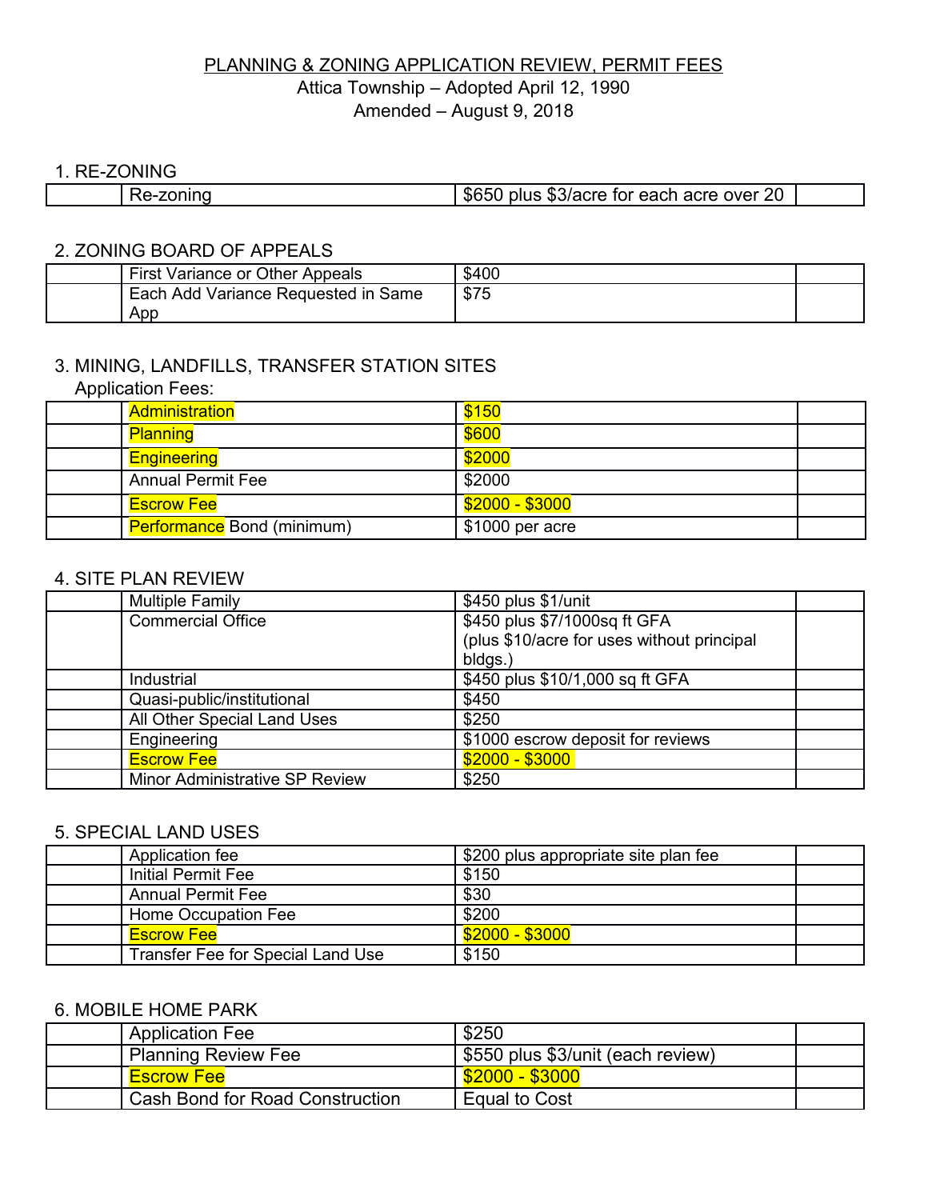# PLANNING & ZONING APPLICATION REVIEW, PERMIT FEES

Attica Township – Adopted April 12, 1990

Amended – August 9, 2018

## 1. RE-ZONING

| | | | |
|---|---|---|---|
| | Re-zoning | $650 plus $3/acre for each acre over 20 | |

## 2. ZONING BOARD OF APPEALS

| | | | |
|---|---|---|---|
| | First Variance or Other Appeals | $400 | |
| | Each Add Variance Requested in Same App | $75 | |

## 3. MINING, LANDFILLS, TRANSFER STATION SITES

Application Fees:

| | | | |
|---|---|---|---|
| | Administration | $150 | |
| | Planning | $600 | |
| | Engineering | $2000 | |
| | Annual Permit Fee | $2000 | |
| | Escrow Fee | $2000 - $3000 | |
| | Performance Bond (minimum) | $1000 per acre | |

## 4. SITE PLAN REVIEW

| | | | |
|---|---|---|---|
| | Multiple Family | $450 plus $1/unit | |
| | Commercial Office | $450 plus $7/1000sq ft GFA (plus $10/acre for uses without principal bldgs.) | |
| | Industrial | $450 plus $10/1,000 sq ft GFA | |
| | Quasi-public/institutional | $450 | |
| | All Other Special Land Uses | $250 | |
| | Engineering | $1000 escrow deposit for reviews | |
| | Escrow Fee | $2000 - $3000 | |
| | Minor Administrative SP Review | $250 | |

## 5. SPECIAL LAND USES

| | | | |
|---|---|---|---|
| | Application fee | $200 plus appropriate site plan fee | |
| | Initial Permit Fee | $150 | |
| | Annual Permit Fee | $30 | |
| | Home Occupation Fee | $200 | |
| | Escrow Fee | $2000 - $3000 | |
| | Transfer Fee for Special Land Use | $150 | |

## 6. MOBILE HOME PARK

| | | | |
|---|---|---|---|
| | Application Fee | $250 | |
| | Planning Review Fee | $550 plus $3/unit (each review) | |
| | Escrow Fee | $2000 - $3000 | |
| | Cash Bond for Road Construction | Equal to Cost | |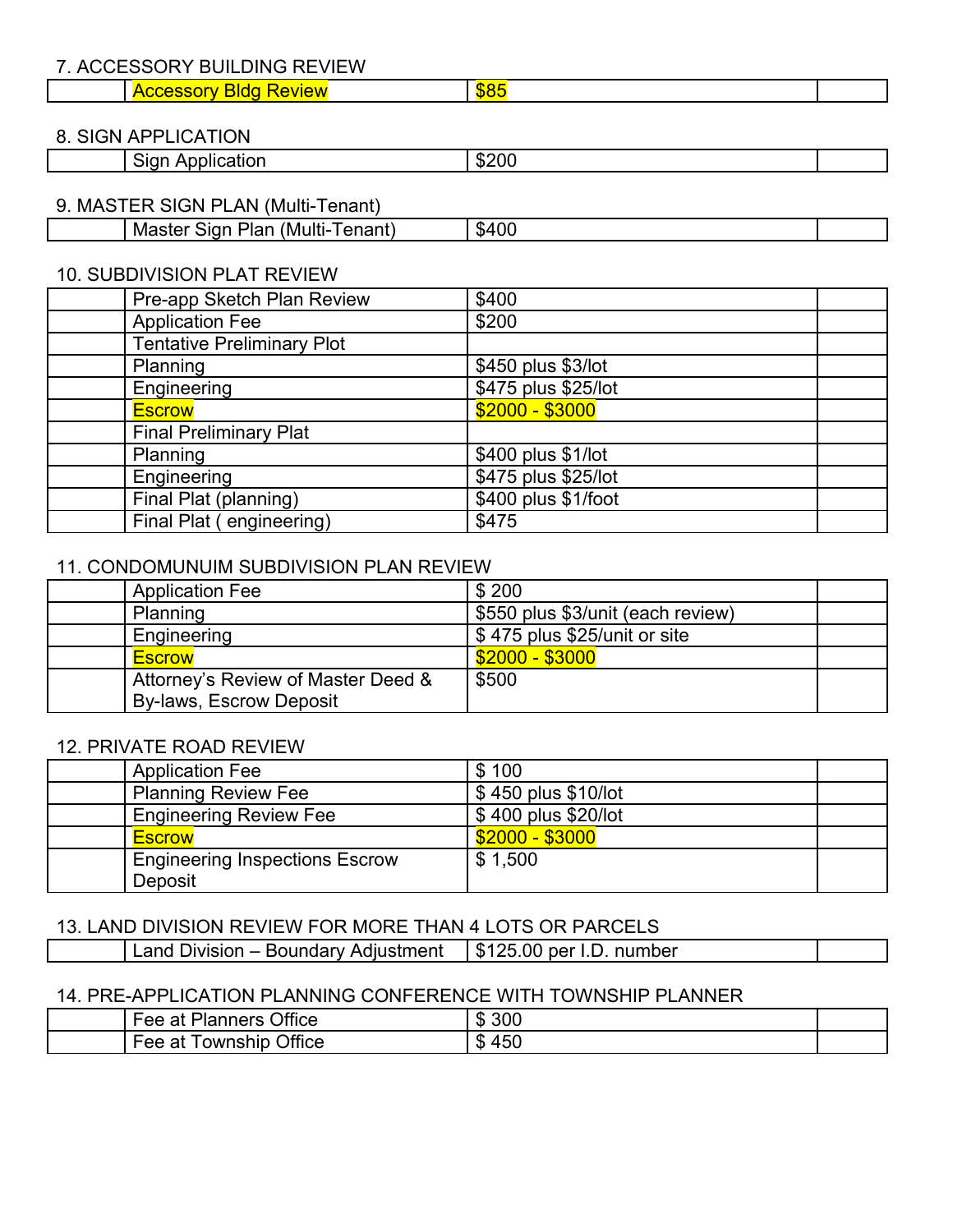7. ACCESSORY BUILDING REVIEW

| | | | |
|---|---|---|---|
| | Accessory Bldg Review | $85 | |

8. SIGN APPLICATION

| | | | |
|---|---|---|---|
| | Sign Application | $200 | |

9. MASTER SIGN PLAN (Multi-Tenant)

| | | | |
|---|---|---|---|
| | Master Sign Plan (Multi-Tenant) | $400 | |

10. SUBDIVISION PLAT REVIEW

| | | | |
|---|---|---|---|
| | Pre-app Sketch Plan Review | $400 | |
| | Application Fee | $200 | |
| | Tentative Preliminary Plot | | |
| | Planning | $450 plus $3/lot | |
| | Engineering | $475 plus $25/lot | |
| | Escrow | $2000 - $3000 | |
| | Final Preliminary Plat | | |
| | Planning | $400 plus $1/lot | |
| | Engineering | $475 plus $25/lot | |
| | Final Plat (planning) | $400 plus $1/foot | |
| | Final Plat ( engineering) | $475 | |

11. CONDOMUNUIM SUBDIVISION PLAN REVIEW

| | | | |
|---|---|---|---|
| | Application Fee | $ 200 | |
| | Planning | $550 plus $3/unit (each review) | |
| | Engineering | $ 475 plus $25/unit or site | |
| | Escrow | $2000 - $3000 | |
| | Attorney's Review of Master Deed & By-laws, Escrow Deposit | $500 | |

12. PRIVATE ROAD REVIEW

| | | | |
|---|---|---|---|
| | Application Fee | $ 100 | |
| | Planning Review Fee | $ 450 plus $10/lot | |
| | Engineering Review Fee | $ 400 plus $20/lot | |
| | Escrow | $2000 - $3000 | |
| | Engineering Inspections Escrow Deposit | $ 1,500 | |

13. LAND DIVISION REVIEW FOR MORE THAN 4 LOTS OR PARCELS

| | | | |
|---|---|---|---|
| | Land Division – Boundary Adjustment | $125.00 per I.D. number | |

14. PRE-APPLICATION PLANNING CONFERENCE WITH TOWNSHIP PLANNER

| | | | |
|---|---|---|---|
| | Fee at Planners Office | $ 300 | |
| | Fee at Township Office | $ 450 | |